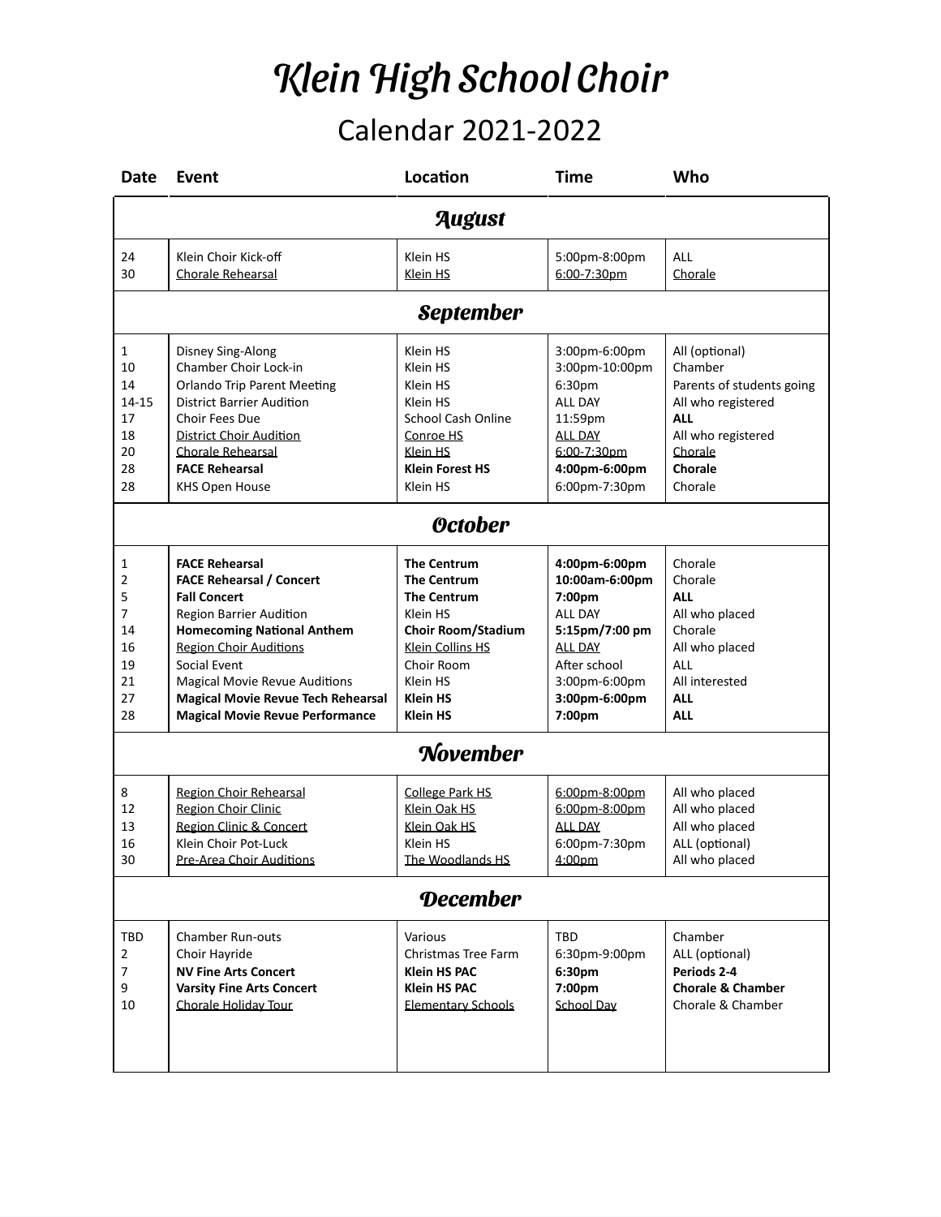# Klein High School Choir

## Calendar 2021-2022

| Date | Event | Location | Time | Who |
|---|---|---|---|---|
| **August** | | | | |
| 24 | Klein Choir Kick-off | Klein HS | 5:00pm-8:00pm | ALL |
| 30 | Chorale Rehearsal | Klein HS | 6:00-7:30pm | Chorale |
| **September** | | | | |
| 1 | Disney Sing-Along | Klein HS | 3:00pm-6:00pm | All (optional) |
| 10 | Chamber Choir Lock-in | Klein HS | 3:00pm-10:00pm | Chamber |
| 14 | Orlando Trip Parent Meeting | Klein HS | 6:30pm | Parents of students going |
| 14-15 | District Barrier Audition | Klein HS | ALL DAY | All who registered |
| 17 | Choir Fees Due | School Cash Online | 11:59pm | **ALL** |
| 18 | District Choir Audition | Conroe HS | ALL DAY | All who registered |
| 20 | ~~Chorale Rehearsal~~ | ~~Klein HS~~ | ~~6:00-7:30pm~~ | ~~Chorale~~ |
| 28 | **FACE Rehearsal** | **Klein Forest HS** | **4:00pm-6:00pm** | **Chorale** |
| 28 | KHS Open House | Klein HS | 6:00pm-7:30pm | Chorale |
| **October** | | | | |
| 1 | **FACE Rehearsal** | **The Centrum** | **4:00pm-6:00pm** | Chorale |
| 2 | **FACE Rehearsal / Concert** | **The Centrum** | **10:00am-6:00pm** | Chorale |
| 5 | **Fall Concert** | **The Centrum** | **7:00pm** | **ALL** |
| 7 | Region Barrier Audition | Klein HS | ALL DAY | All who placed |
| 14 | **Homecoming National Anthem** | **Choir Room/Stadium** | **5:15pm/7:00 pm** | Chorale |
| 16 | Region Choir Auditions | Klein Collins HS | ALL DAY | All who placed |
| 19 | Social Event | Choir Room | After school | ALL |
| 21 | Magical Movie Revue Auditions | Klein HS | 3:00pm-6:00pm | All interested |
| 27 | **Magical Movie Revue Tech Rehearsal** | **Klein HS** | **3:00pm-6:00pm** | **ALL** |
| 28 | **Magical Movie Revue Performance** | **Klein HS** | **7:00pm** | **ALL** |
| **November** | | | | |
| 8 | Region Choir Rehearsal | College Park HS | 6:00pm-8:00pm | All who placed |
| 12 | Region Choir Clinic | Klein Oak HS | 6:00pm-8:00pm | All who placed |
| 13 | Region Clinic & Concert | Klein Oak HS | ALL DAY | All who placed |
| 16 | Klein Choir Pot-Luck | Klein HS | 6:00pm-7:30pm | ALL (optional) |
| 30 | Pre-Area Choir Auditions | The Woodlands HS | 4:00pm | All who placed |
| **December** | | | | |
| TBD | Chamber Run-outs | Various | TBD | Chamber |
| 2 | Choir Hayride | Christmas Tree Farm | 6:30pm-9:00pm | ALL (optional) |
| 7 | **NV Fine Arts Concert** | **Klein HS PAC** | **6:30pm** | **Periods 2-4** |
| 9 | **Varsity Fine Arts Concert** | **Klein HS PAC** | **7:00pm** | **Chorale & Chamber** |
| 10 | Chorale Holiday Tour | Elementary Schools | School Day | Chorale & Chamber |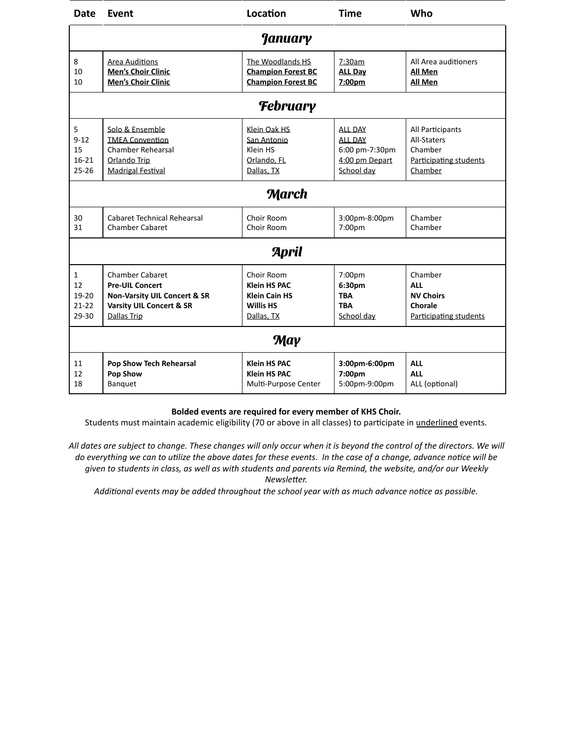| Date | Event | Location | Time | Who |
|---|---|---|---|---|
| ***January*** | | | | |
| 8 | Area Auditions | The Woodlands HS | 7:30am | All Area auditioners |
| 10 | **Men's Choir Clinic** | **Champion Forest BC** | **ALL Day** | **All Men** |
| 10 | **Men's Choir Clinic** | **Champion Forest BC** | **7:00pm** | **All Men** |
| ***February*** | | | | |
| 5 | Solo & Ensemble | Klein Oak HS | ALL DAY | All Participants |
| 9-12 | TMEA Convention | San Antonio | ALL DAY | All-Staters |
| 15 | Chamber Rehearsal | Klein HS | 6:00 pm-7:30pm | Chamber |
| 16-21 | Orlando Trip | Orlando, FL | 4:00 pm Depart | Participating students |
| 25-26 | Madrigal Festival | Dallas, TX | School day | Chamber |
| ***March*** | | | | |
| 30 | Cabaret Technical Rehearsal | Choir Room | 3:00pm-8:00pm | Chamber |
| 31 | Chamber Cabaret | Choir Room | 7:00pm | Chamber |
| ***April*** | | | | |
| 1 | Chamber Cabaret | Choir Room | 7:00pm | Chamber |
| 12 | **Pre-UIL Concert** | **Klein HS PAC** | **6:30pm** | **ALL** |
| 19-20 | **Non-Varsity UIL Concert & SR** | **Klein Cain HS** | **TBA** | **NV Choirs** |
| 21-22 | **Varsity UIL Concert & SR** | **Willis HS** | **TBA** | **Chorale** |
| 29-30 | Dallas Trip | Dallas, TX | School day | Participating students |
| ***May*** | | | | |
| 11 | **Pop Show Tech Rehearsal** | **Klein HS PAC** | **3:00pm-6:00pm** | **ALL** |
| 12 | **Pop Show** | **Klein HS PAC** | **7:00pm** | **ALL** |
| 18 | Banquet | Multi-Purpose Center | 5:00pm-9:00pm | ALL (optional) |

**Bolded events are required for every member of KHS Choir.**

Students must maintain academic eligibility (70 or above in all classes) to participate in underlined events.

*All dates are subject to change. These changes will only occur when it is beyond the control of the directors. We will do everything we can to utilize the above dates for these events. In the case of a change, advance notice will be given to students in class, as well as with students and parents via Remind, the website, and/or our Weekly Newsletter.*

*Additional events may be added throughout the school year with as much advance notice as possible.*